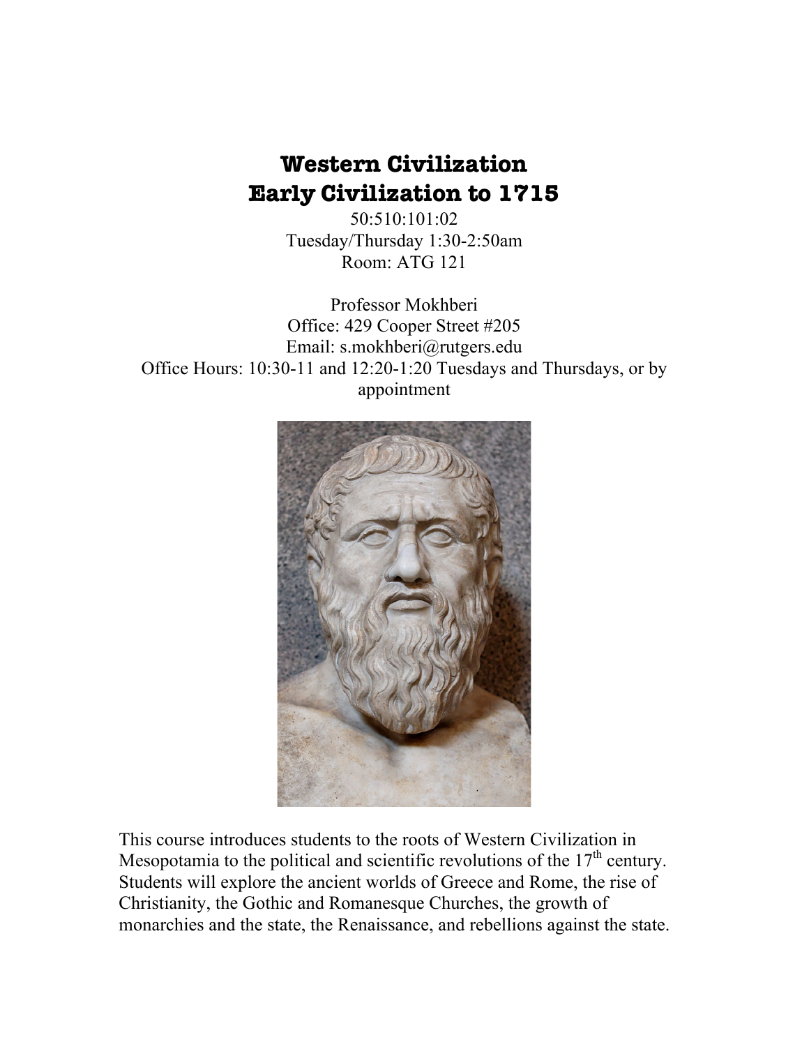# Western Civilization
# Early Civilization to 1715

50:510:101:02
Tuesday/Thursday 1:30-2:50am
Room: ATG 121

Professor Mokhberi
Office: 429 Cooper Street #205
Email: s.mokhberi@rutgers.edu
Office Hours: 10:30-11 and 12:20-1:20 Tuesdays and Thursdays, or by appointment

This course introduces students to the roots of Western Civilization in Mesopotamia to the political and scientific revolutions of the 17th century. Students will explore the ancient worlds of Greece and Rome, the rise of Christianity, the Gothic and Romanesque Churches, the growth of monarchies and the state, the Renaissance, and rebellions against the state.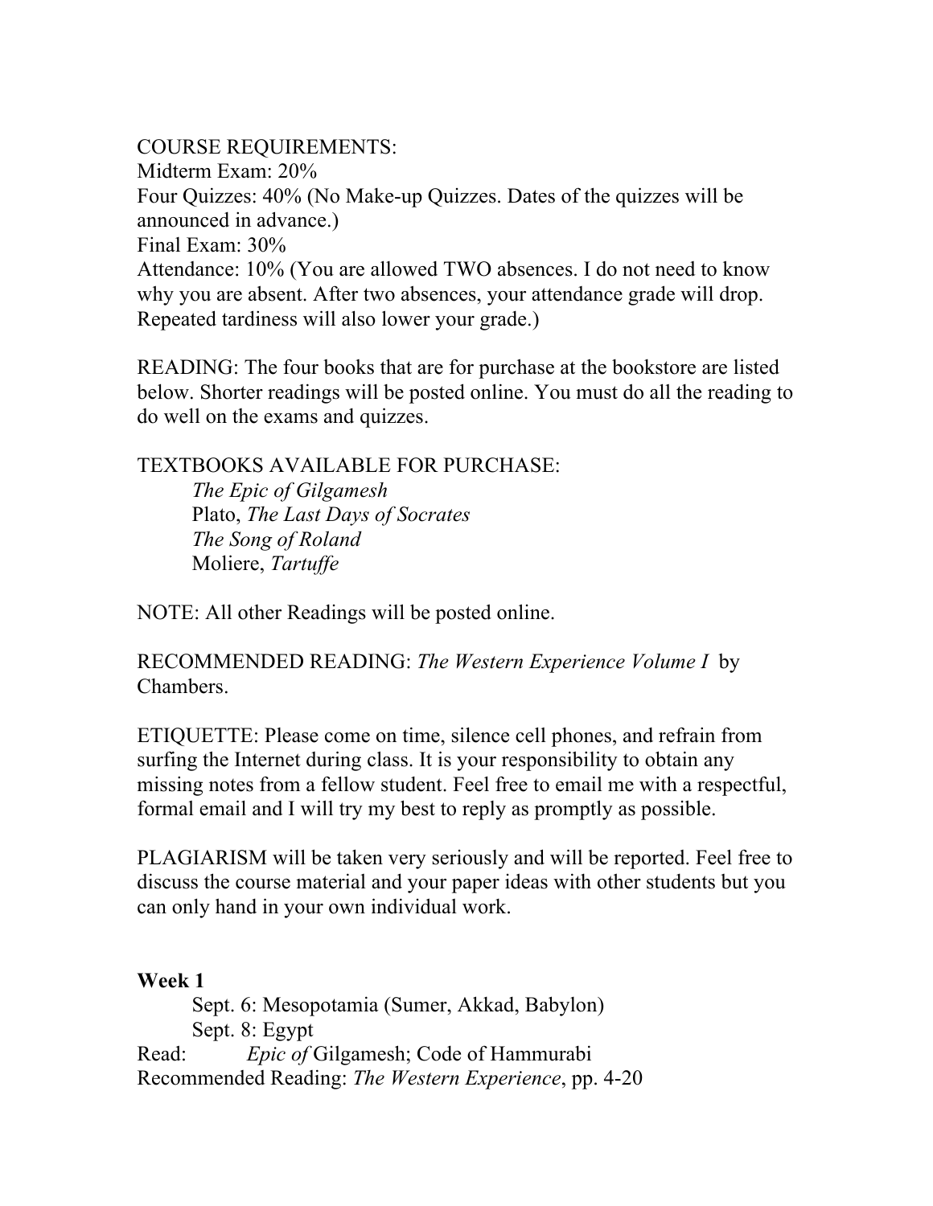COURSE REQUIREMENTS:
Midterm Exam: 20%
Four Quizzes: 40% (No Make-up Quizzes. Dates of the quizzes will be announced in advance.)
Final Exam: 30%
Attendance: 10% (You are allowed TWO absences. I do not need to know why you are absent. After two absences, your attendance grade will drop. Repeated tardiness will also lower your grade.)

READING: The four books that are for purchase at the bookstore are listed below. Shorter readings will be posted online. You must do all the reading to do well on the exams and quizzes.

TEXTBOOKS AVAILABLE FOR PURCHASE:

*The Epic of Gilgamesh*
Plato, *The Last Days of Socrates*
*The Song of Roland*
Moliere, *Tartuffe*

NOTE: All other Readings will be posted online.

RECOMMENDED READING: *The Western Experience Volume I* by Chambers.

ETIQUETTE: Please come on time, silence cell phones, and refrain from surfing the Internet during class. It is your responsibility to obtain any missing notes from a fellow student. Feel free to email me with a respectful, formal email and I will try my best to reply as promptly as possible.

PLAGIARISM will be taken very seriously and will be reported. Feel free to discuss the course material and your paper ideas with other students but you can only hand in your own individual work.

**Week 1**

Sept. 6: Mesopotamia (Sumer, Akkad, Babylon)
Sept. 8: Egypt

Read: *Epic of* Gilgamesh; Code of Hammurabi
Recommended Reading: *The Western Experience*, pp. 4-20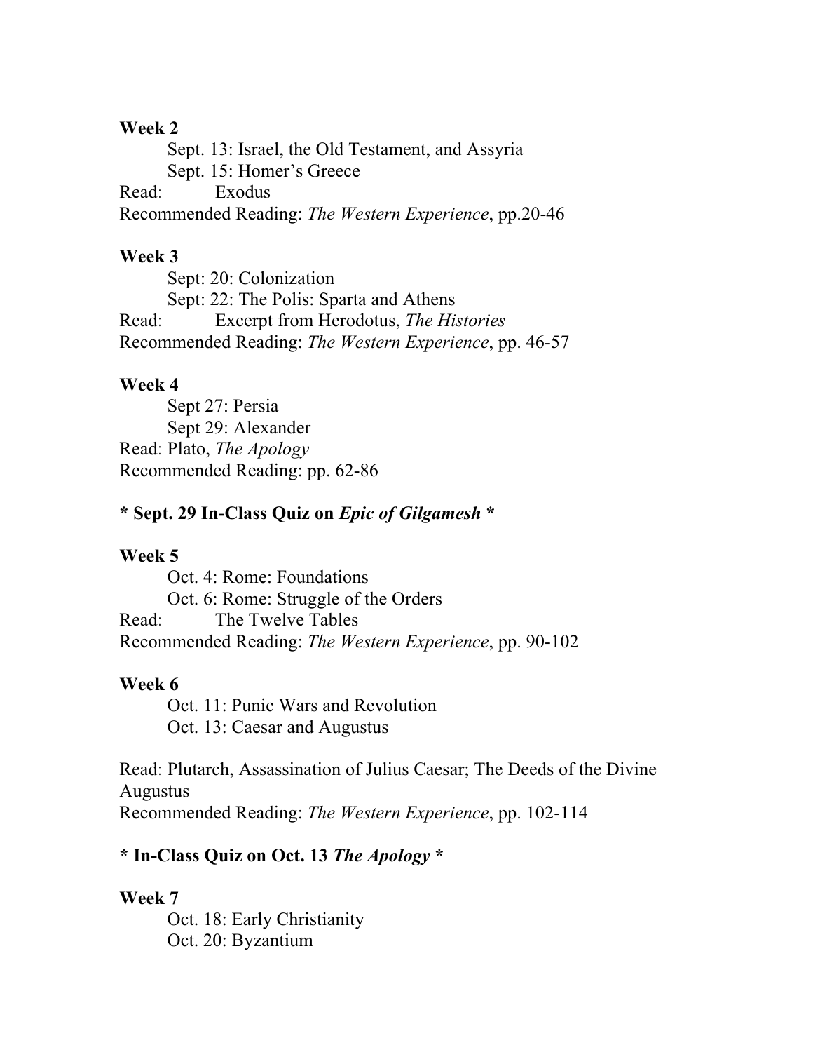**Week 2**

Sept. 13: Israel, the Old Testament, and Assyria
Sept. 15: Homer's Greece

Read: Exodus

Recommended Reading: *The Western Experience*, pp.20-46

**Week 3**

Sept: 20: Colonization
Sept: 22: The Polis: Sparta and Athens

Read: Excerpt from Herodotus, *The Histories*

Recommended Reading: *The Western Experience*, pp. 46-57

**Week 4**

Sept 27: Persia
Sept 29: Alexander

Read: Plato, *The Apology*

Recommended Reading: pp. 62-86

**\* Sept. 29 In-Class Quiz on *Epic of Gilgamesh* \***

**Week 5**

Oct. 4: Rome: Foundations
Oct. 6: Rome: Struggle of the Orders

Read: The Twelve Tables

Recommended Reading: *The Western Experience*, pp. 90-102

**Week 6**

Oct. 11: Punic Wars and Revolution
Oct. 13: Caesar and Augustus

Read: Plutarch, Assassination of Julius Caesar; The Deeds of the Divine Augustus

Recommended Reading: *The Western Experience*, pp. 102-114

**\* In-Class Quiz on Oct. 13 *The Apology* \***

**Week 7**

Oct. 18: Early Christianity
Oct. 20: Byzantium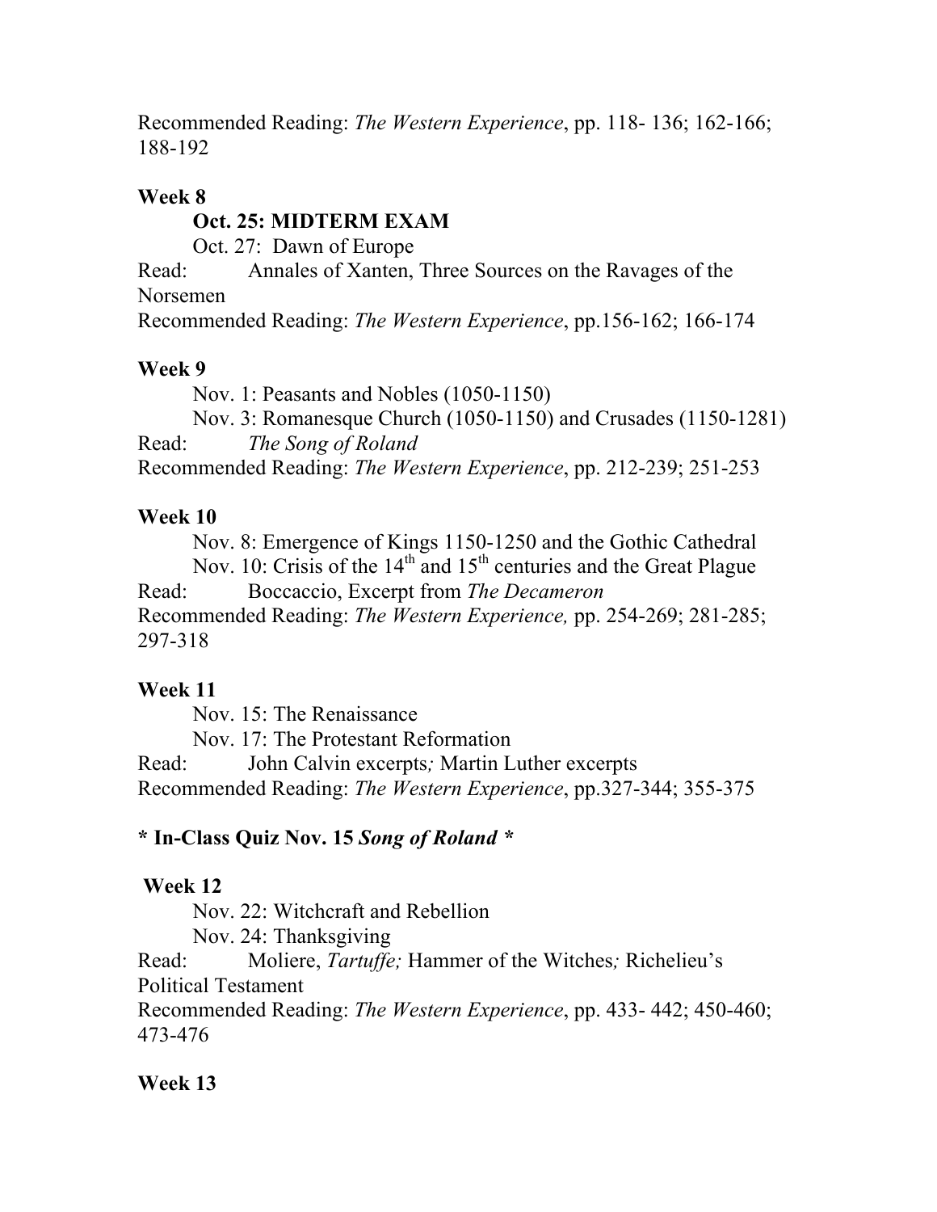Recommended Reading: *The Western Experience*, pp. 118- 136; 162-166; 188-192

**Week 8**

**Oct. 25: MIDTERM EXAM**

Oct. 27: Dawn of Europe

Read: Annales of Xanten, Three Sources on the Ravages of the Norsemen

Recommended Reading: *The Western Experience*, pp.156-162; 166-174

**Week 9**

Nov. 1: Peasants and Nobles (1050-1150)

Nov. 3: Romanesque Church (1050-1150) and Crusades (1150-1281)

Read: *The Song of Roland*

Recommended Reading: *The Western Experience*, pp. 212-239; 251-253

**Week 10**

Nov. 8: Emergence of Kings 1150-1250 and the Gothic Cathedral

Nov. 10: Crisis of the 14th and 15th centuries and the Great Plague

Read: Boccaccio, Excerpt from *The Decameron*

Recommended Reading: *The Western Experience,* pp. 254-269; 281-285; 297-318

**Week 11**

Nov. 15: The Renaissance

Nov. 17: The Protestant Reformation

Read: John Calvin excerpts*;* Martin Luther excerpts

Recommended Reading: *The Western Experience*, pp.327-344; 355-375

**\* In-Class Quiz Nov. 15 *Song of Roland* \***

**Week 12**

Nov. 22: Witchcraft and Rebellion

Nov. 24: Thanksgiving

Read: Moliere, *Tartuffe;* Hammer of the Witches*;* Richelieu's Political Testament

Recommended Reading: *The Western Experience*, pp. 433- 442; 450-460; 473-476

**Week 13**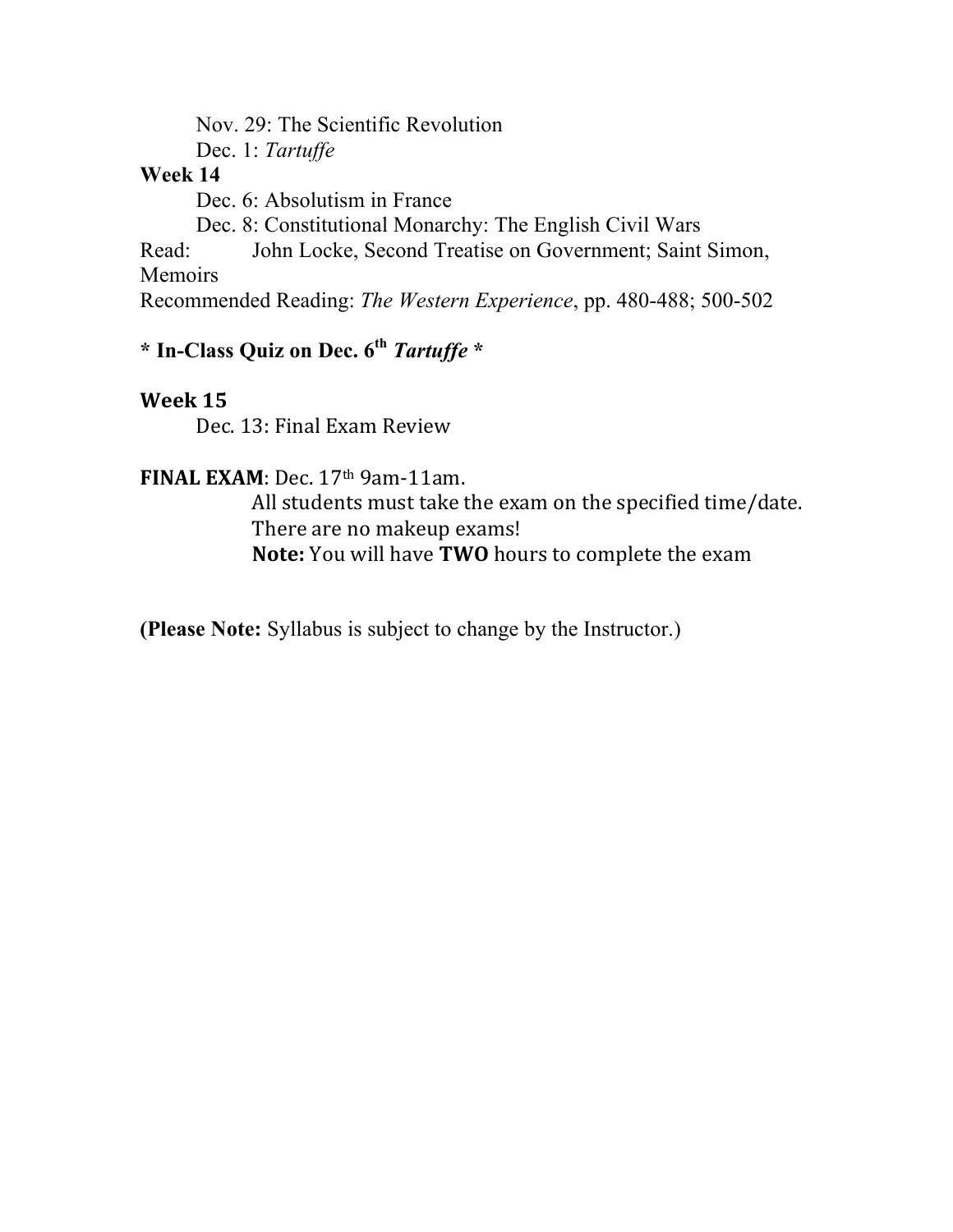Nov. 29: The Scientific Revolution

Dec. 1: *Tartuffe*

**Week 14**

Dec. 6: Absolutism in France

Dec. 8: Constitutional Monarchy: The English Civil Wars

Read: John Locke, Second Treatise on Government; Saint Simon, Memoirs

Recommended Reading: *The Western Experience*, pp. 480-488; 500-502

**\* In-Class Quiz on Dec. 6th *Tartuffe* \***

**Week 15**

Dec. 13: Final Exam Review

**FINAL EXAM**: Dec. 17th 9am-11am.

All students must take the exam on the specified time/date.
There are no makeup exams!
**Note:** You will have **TWO** hours to complete the exam

**(Please Note:** Syllabus is subject to change by the Instructor.)